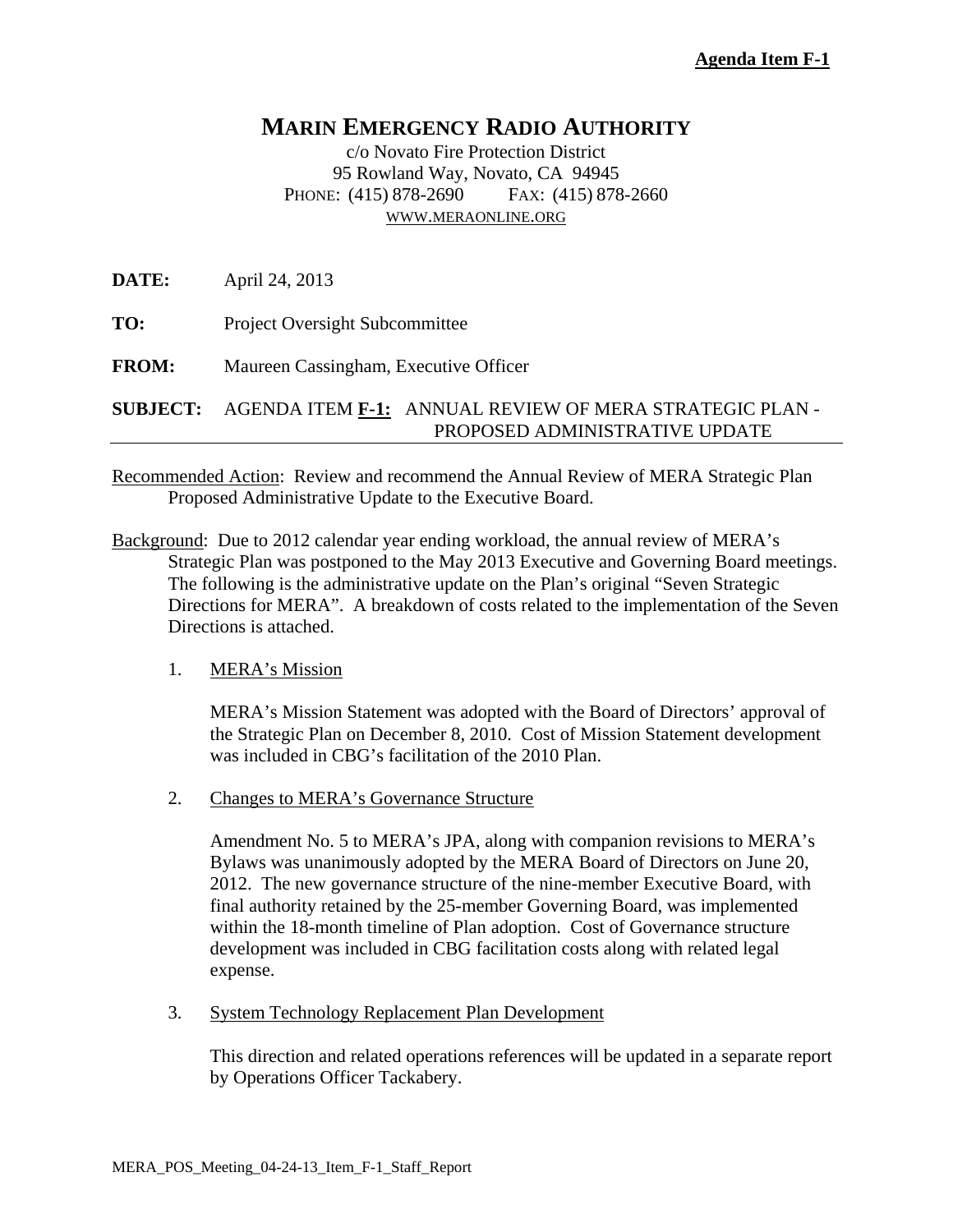**Agenda Item F-1**

# MARIN EMERGENCY RADIO AUTHORITY

c/o Novato Fire Protection District
95 Rowland Way, Novato, CA 94945
PHONE: (415) 878-2690 FAX: (415) 878-2660
WWW.MERAONLINE.ORG

**DATE:** April 24, 2013

**TO:** Project Oversight Subcommittee

**FROM:** Maureen Cassingham, Executive Officer

**SUBJECT:** AGENDA ITEM **F-1:** ANNUAL REVIEW OF MERA STRATEGIC PLAN - PROPOSED ADMINISTRATIVE UPDATE

---

Recommended Action: Review and recommend the Annual Review of MERA Strategic Plan Proposed Administrative Update to the Executive Board.

Background: Due to 2012 calendar year ending workload, the annual review of MERA's Strategic Plan was postponed to the May 2013 Executive and Governing Board meetings. The following is the administrative update on the Plan's original "Seven Strategic Directions for MERA". A breakdown of costs related to the implementation of the Seven Directions is attached.

1. MERA's Mission

   MERA's Mission Statement was adopted with the Board of Directors' approval of the Strategic Plan on December 8, 2010. Cost of Mission Statement development was included in CBG's facilitation of the 2010 Plan.

2. Changes to MERA's Governance Structure

   Amendment No. 5 to MERA's JPA, along with companion revisions to MERA's Bylaws was unanimously adopted by the MERA Board of Directors on June 20, 2012. The new governance structure of the nine-member Executive Board, with final authority retained by the 25-member Governing Board, was implemented within the 18-month timeline of Plan adoption. Cost of Governance structure development was included in CBG facilitation costs along with related legal expense.

3. System Technology Replacement Plan Development

   This direction and related operations references will be updated in a separate report by Operations Officer Tackabery.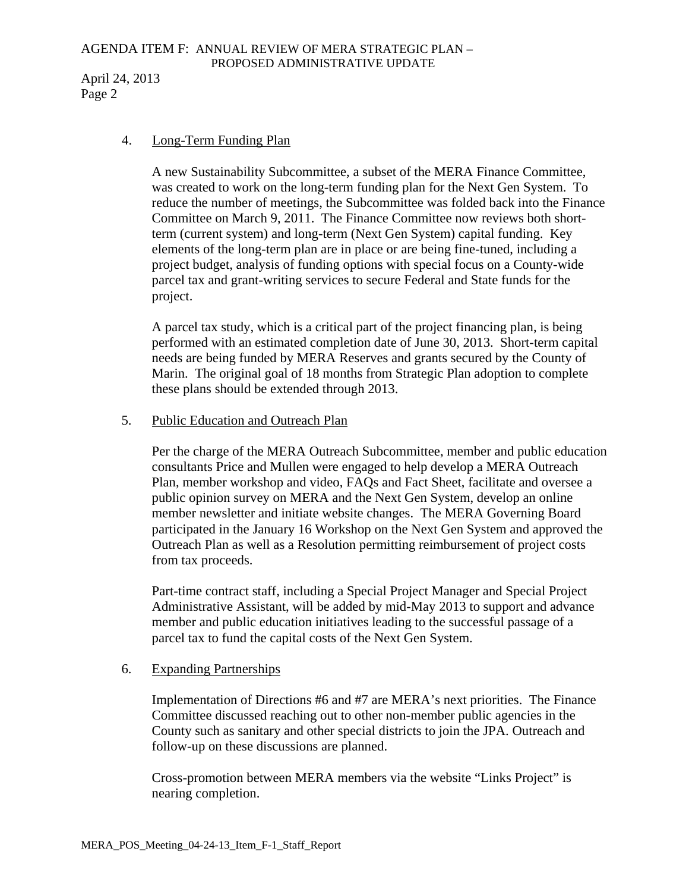4. Long-Term Funding Plan

   A new Sustainability Subcommittee, a subset of the MERA Finance Committee, was created to work on the long-term funding plan for the Next Gen System. To reduce the number of meetings, the Subcommittee was folded back into the Finance Committee on March 9, 2011. The Finance Committee now reviews both short-term (current system) and long-term (Next Gen System) capital funding. Key elements of the long-term plan are in place or are being fine-tuned, including a project budget, analysis of funding options with special focus on a County-wide parcel tax and grant-writing services to secure Federal and State funds for the project.

   A parcel tax study, which is a critical part of the project financing plan, is being performed with an estimated completion date of June 30, 2013. Short-term capital needs are being funded by MERA Reserves and grants secured by the County of Marin. The original goal of 18 months from Strategic Plan adoption to complete these plans should be extended through 2013.

5. Public Education and Outreach Plan

   Per the charge of the MERA Outreach Subcommittee, member and public education consultants Price and Mullen were engaged to help develop a MERA Outreach Plan, member workshop and video, FAQs and Fact Sheet, facilitate and oversee a public opinion survey on MERA and the Next Gen System, develop an online member newsletter and initiate website changes. The MERA Governing Board participated in the January 16 Workshop on the Next Gen System and approved the Outreach Plan as well as a Resolution permitting reimbursement of project costs from tax proceeds.

   Part-time contract staff, including a Special Project Manager and Special Project Administrative Assistant, will be added by mid-May 2013 to support and advance member and public education initiatives leading to the successful passage of a parcel tax to fund the capital costs of the Next Gen System.

6. Expanding Partnerships

   Implementation of Directions #6 and #7 are MERA's next priorities. The Finance Committee discussed reaching out to other non-member public agencies in the County such as sanitary and other special districts to join the JPA. Outreach and follow-up on these discussions are planned.

   Cross-promotion between MERA members via the website "Links Project" is nearing completion.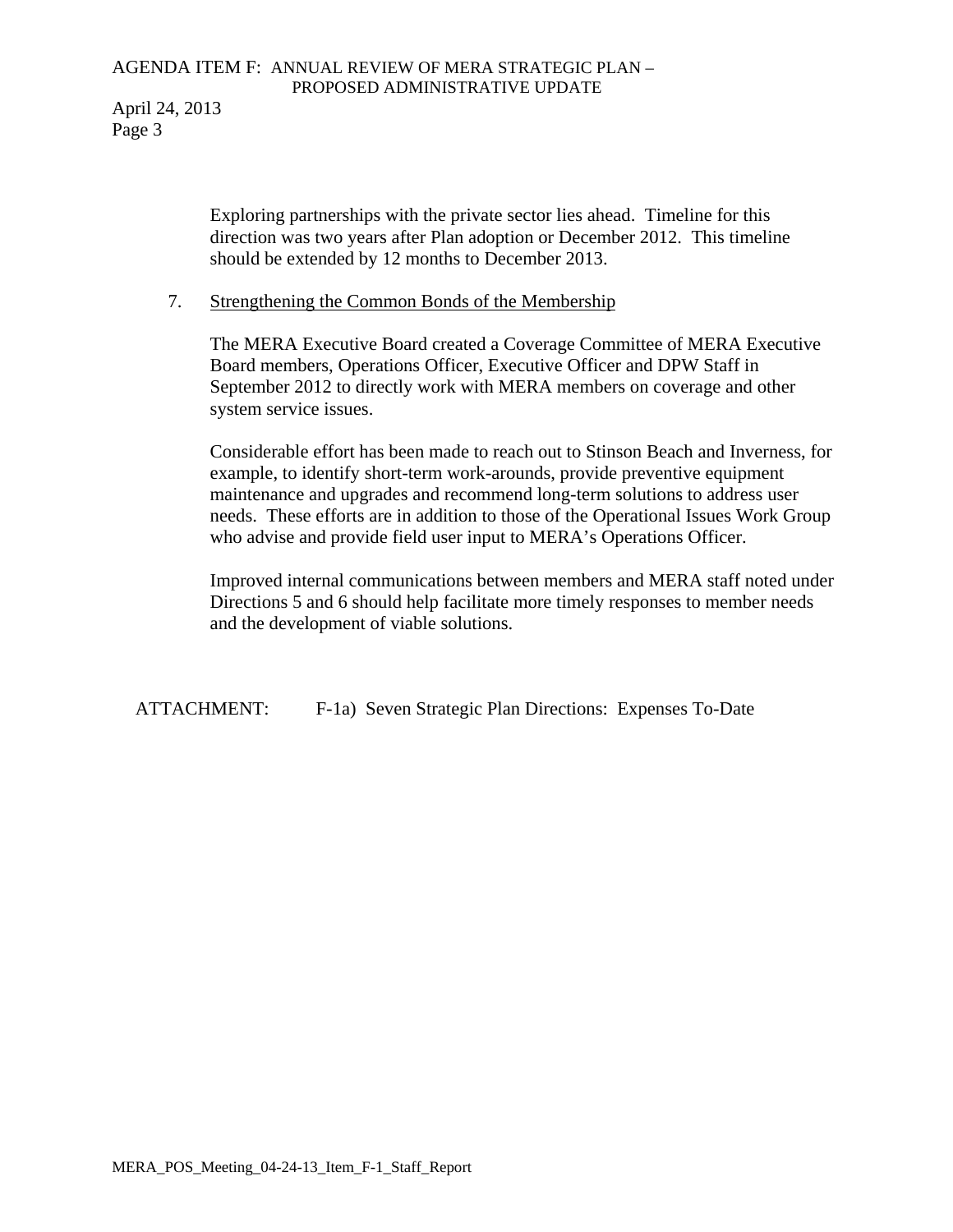Exploring partnerships with the private sector lies ahead. Timeline for this direction was two years after Plan adoption or December 2012. This timeline should be extended by 12 months to December 2013.

7. Strengthening the Common Bonds of the Membership

   The MERA Executive Board created a Coverage Committee of MERA Executive Board members, Operations Officer, Executive Officer and DPW Staff in September 2012 to directly work with MERA members on coverage and other system service issues.

   Considerable effort has been made to reach out to Stinson Beach and Inverness, for example, to identify short-term work-arounds, provide preventive equipment maintenance and upgrades and recommend long-term solutions to address user needs. These efforts are in addition to those of the Operational Issues Work Group who advise and provide field user input to MERA's Operations Officer.

   Improved internal communications between members and MERA staff noted under Directions 5 and 6 should help facilitate more timely responses to member needs and the development of viable solutions.

ATTACHMENT: F-1a) Seven Strategic Plan Directions: Expenses To-Date